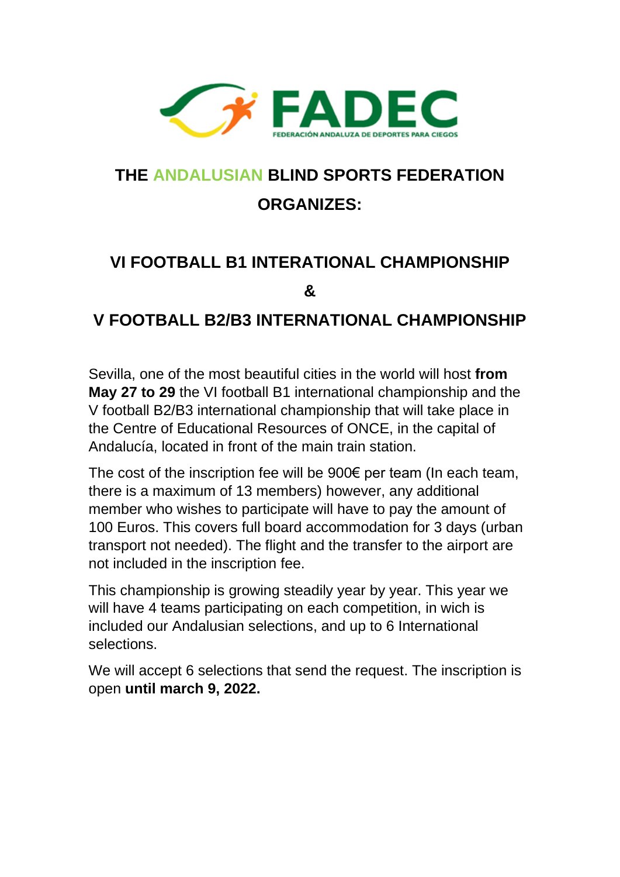FADEC

FEDERACIÓN ANDALUZA DE DEPORTES PARA CIEGOS

# THE ANDALUSIAN BLIND SPORTS FEDERATION ORGANIZES:

## VI FOOTBALL B1 INTERATIONAL CHAMPIONSHIP

## &

## V FOOTBALL B2/B3 INTERNATIONAL CHAMPIONSHIP

Sevilla, one of the most beautiful cities in the world will host **from May 27 to 29** the VI football B1 international championship and the V football B2/B3 international championship that will take place in the Centre of Educational Resources of ONCE, in the capital of Andalucía, located in front of the main train station.

The cost of the inscription fee will be 900€ per team (In each team, there is a maximum of 13 members) however, any additional member who wishes to participate will have to pay the amount of 100 Euros. This covers full board accommodation for 3 days (urban transport not needed). The flight and the transfer to the airport are not included in the inscription fee.

This championship is growing steadily year by year. This year we will have 4 teams participating on each competition, in wich is included our Andalusian selections, and up to 6 International selections.

We will accept 6 selections that send the request. The inscription is open **until march 9, 2022.**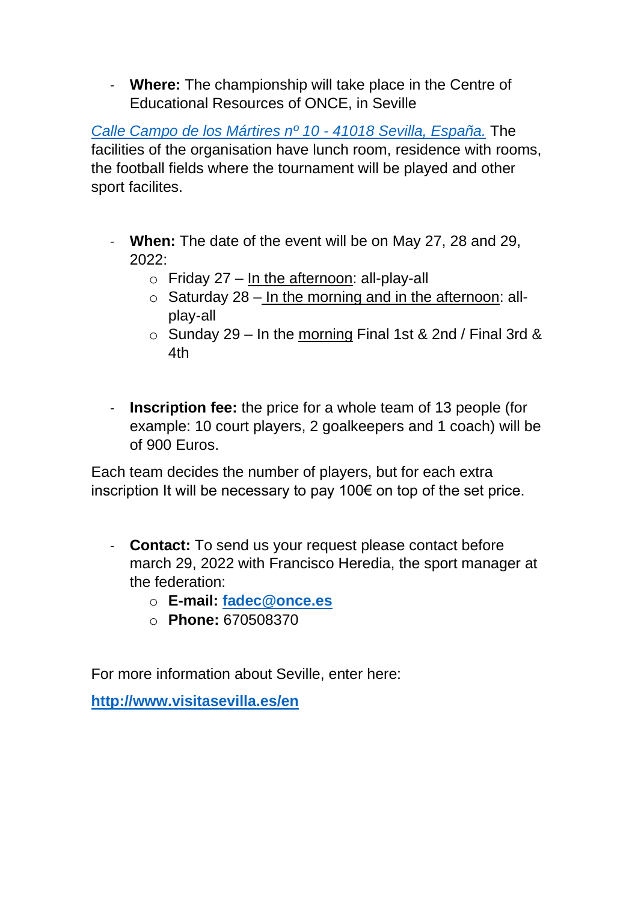- **Where:** The championship will take place in the Centre of Educational Resources of ONCE, in Seville

*Calle Campo de los Mártires nº 10 - 41018 Sevilla, España.* The facilities of the organisation have lunch room, residence with rooms, the football fields where the tournament will be played and other sport facilites.

- **When:** The date of the event will be on May 27, 28 and 29, 2022:
  - Friday 27 – In the afternoon: all-play-all
  - Saturday 28 – In the morning and in the afternoon: all-play-all
  - Sunday 29 – In the morning Final 1st & 2nd / Final 3rd & 4th

- **Inscription fee:** the price for a whole team of 13 people (for example: 10 court players, 2 goalkeepers and 1 coach) will be of 900 Euros.

Each team decides the number of players, but for each extra inscription It will be necessary to pay 100€ on top of the set price.

- **Contact:** To send us your request please contact before march 29, 2022 with Francisco Heredia, the sport manager at the federation:
  - **E-mail: fadec@once.es**
  - **Phone:** 670508370

For more information about Seville, enter here:

**http://www.visitasevilla.es/en**